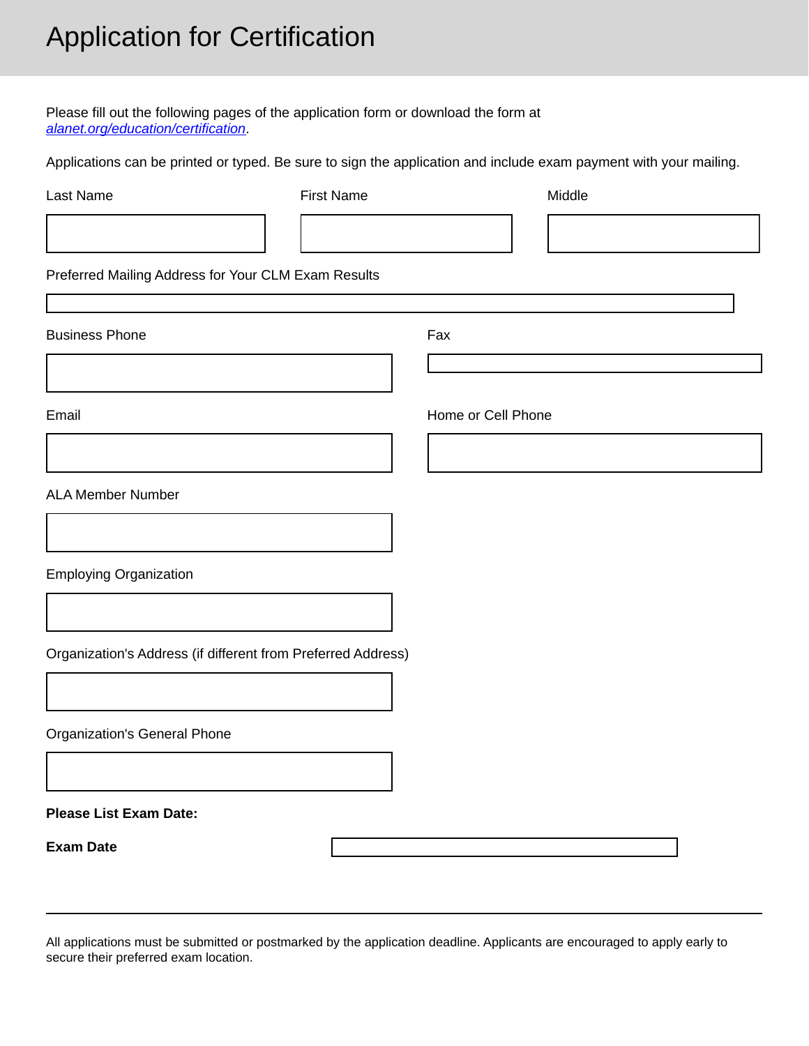# Application for Certification

Please fill out the following pages of the application form or download the form at *alanet.org/education/certification*.

Applications can be printed or typed. Be sure to sign the application and include exam payment with your mailing.

Last Name

First Name

Middle

Preferred Mailing Address for Your CLM Exam Results

Business Phone

Fax

Email

Home or Cell Phone

ALA Member Number

Employing Organization

Organization's Address (if different from Preferred Address)

Organization's General Phone

**Please List Exam Date:**

**Exam Date**

---

All applications must be submitted or postmarked by the application deadline. Applicants are encouraged to apply early to secure their preferred exam location.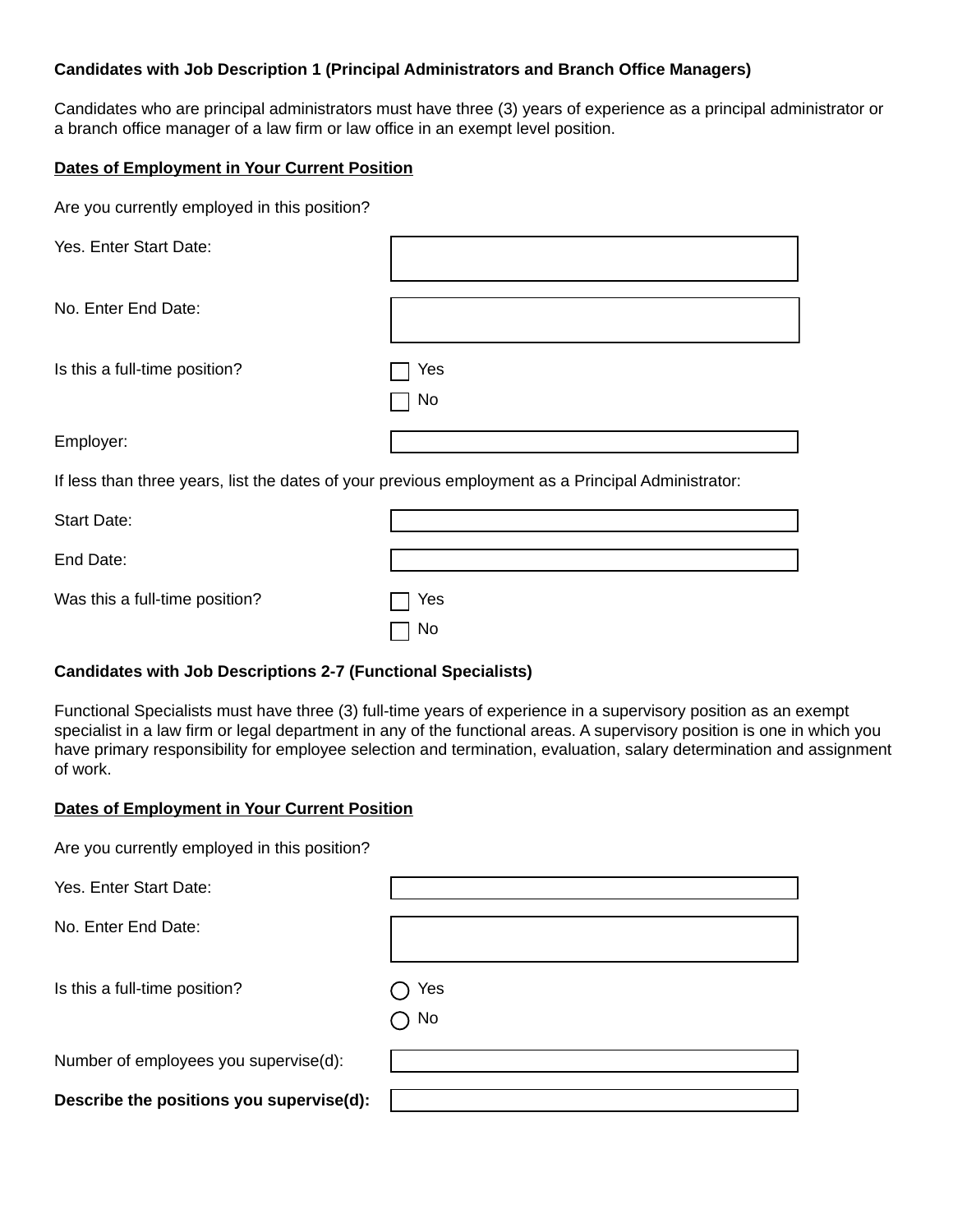**Candidates with Job Description 1 (Principal Administrators and Branch Office Managers)**

Candidates who are principal administrators must have three (3) years of experience as a principal administrator or a branch office manager of a law firm or law office in an exempt level position.

**Dates of Employment in Your Current Position**

Are you currently employed in this position?

Yes. Enter Start Date: ____________________

No. Enter End Date: ____________________

Is this a full-time position?

- ☐ Yes
- ☐ No

Employer: ____________________

If less than three years, list the dates of your previous employment as a Principal Administrator:

Start Date: ____________________

End Date: ____________________

Was this a full-time position?

- ☐ Yes
- ☐ No

**Candidates with Job Descriptions 2-7 (Functional Specialists)**

Functional Specialists must have three (3) full-time years of experience in a supervisory position as an exempt specialist in a law firm or legal department in any of the functional areas. A supervisory position is one in which you have primary responsibility for employee selection and termination, evaluation, salary determination and assignment of work.

**Dates of Employment in Your Current Position**

Are you currently employed in this position?

Yes. Enter Start Date: ____________________

No. Enter End Date: ____________________

Is this a full-time position?

- ○ Yes
- ○ No

Number of employees you supervise(d): ____________________

**Describe the positions you supervise(d):** ____________________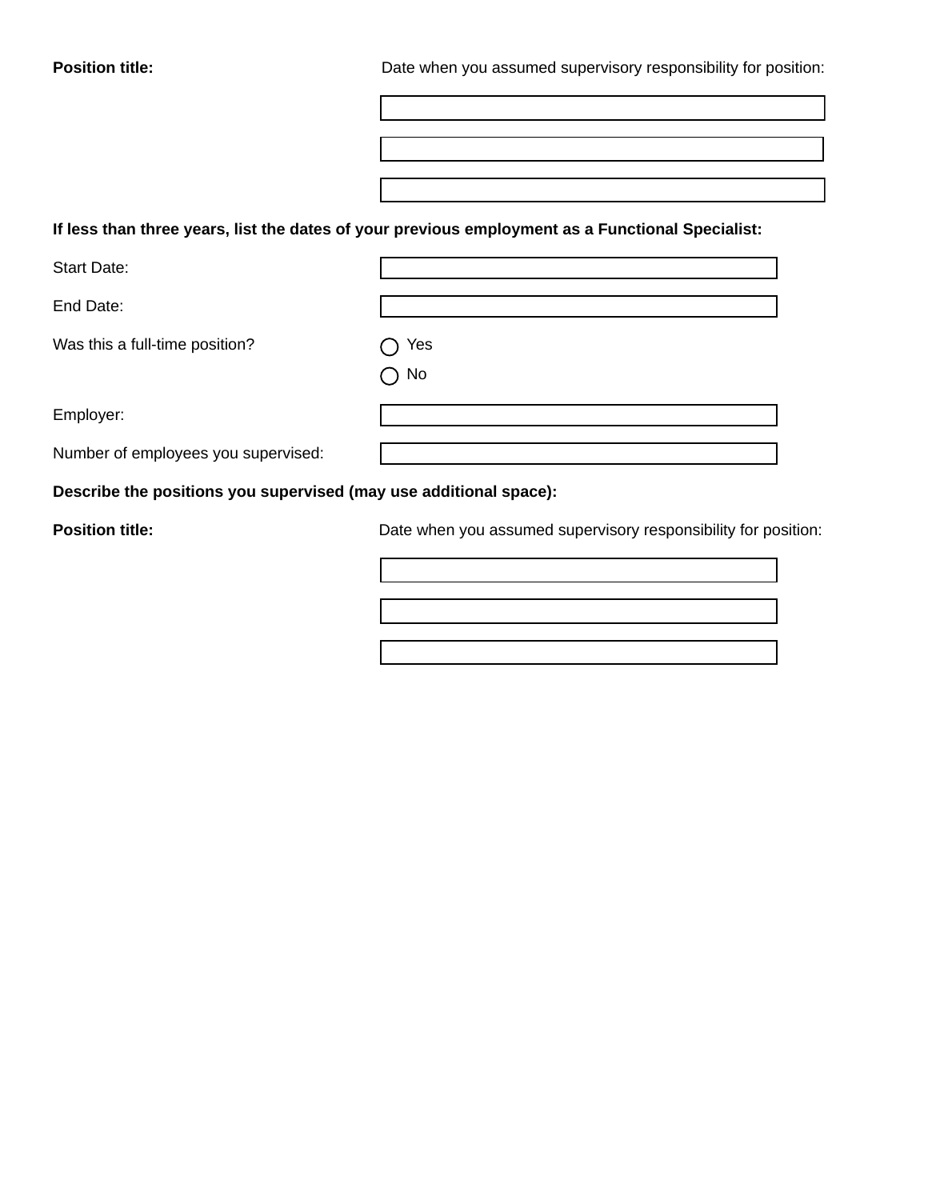**Position title:** Date when you assumed supervisory responsibility for position:

**If less than three years, list the dates of your previous employment as a Functional Specialist:**

Start Date:

End Date:

Was this a full-time position?

- ○ Yes
- ○ No

Employer:

Number of employees you supervised:

**Describe the positions you supervised (may use additional space):**

**Position title:** Date when you assumed supervisory responsibility for position: